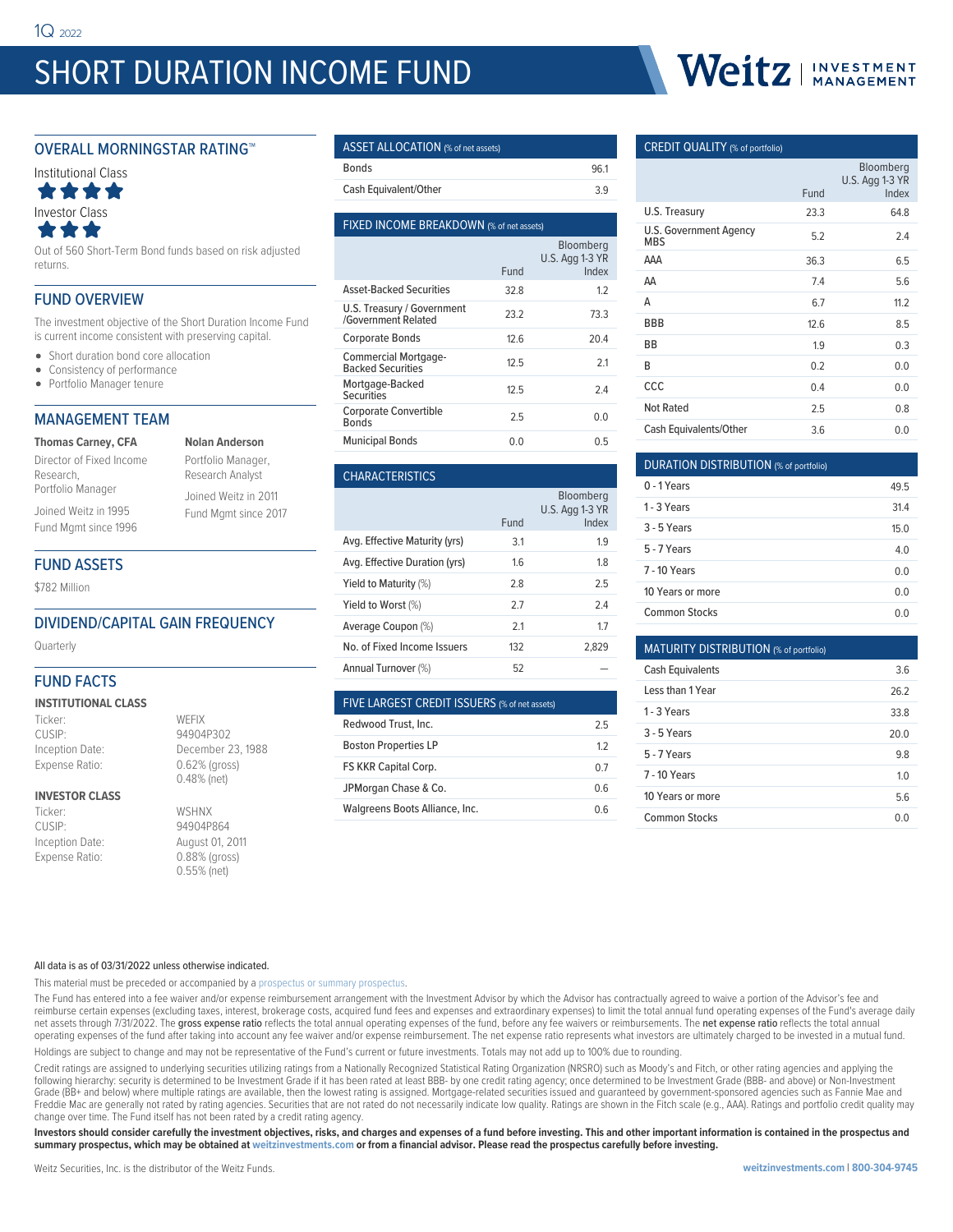1Q 2022

# SHORT DURATION INCOME FUND

Weitz | INVESTMENT MANAGEMENT

## OVERALL MORNINGSTAR RATING™

Institutional Class

★★★★

Investor Class

★★★

Out of 560 Short-Term Bond funds based on risk adjusted returns.

## FUND OVERVIEW

The investment objective of the Short Duration Income Fund is current income consistent with preserving capital.

- Short duration bond core allocation
- Consistency of performance
- Portfolio Manager tenure

## MANAGEMENT TEAM

**Thomas Carney, CFA**
Director of Fixed Income Research, Portfolio Manager
Joined Weitz in 1995
Fund Mgmt since 1996

**Nolan Anderson**
Portfolio Manager, Research Analyst
Joined Weitz in 2011
Fund Mgmt since 2017

## FUND ASSETS

$782 Million

## DIVIDEND/CAPITAL GAIN FREQUENCY

Quarterly

## FUND FACTS

**INSTITUTIONAL CLASS**

| | |
|---|---|
| Ticker: | WEFIX |
| CUSIP: | 94904P302 |
| Inception Date: | December 23, 1988 |
| Expense Ratio: | 0.62% (gross) 0.48% (net) |

**INVESTOR CLASS**

| | |
|---|---|
| Ticker: | WSHNX |
| CUSIP: | 94904P864 |
| Inception Date: | August 01, 2011 |
| Expense Ratio: | 0.88% (gross) 0.55% (net) |

## ASSET ALLOCATION (% of net assets)

| | |
|---|---|
| Bonds | 96.1 |
| Cash Equivalent/Other | 3.9 |

## FIXED INCOME BREAKDOWN (% of net assets)

| | Fund | Bloomberg U.S. Agg 1-3 YR Index |
|---|---|---|
| Asset-Backed Securities | 32.8 | 1.2 |
| U.S. Treasury / Government /Government Related | 23.2 | 73.3 |
| Corporate Bonds | 12.6 | 20.4 |
| Commercial Mortgage-Backed Securities | 12.5 | 2.1 |
| Mortgage-Backed Securities | 12.5 | 2.4 |
| Corporate Convertible Bonds | 2.5 | 0.0 |
| Municipal Bonds | 0.0 | 0.5 |

## CHARACTERISTICS

| | Fund | Bloomberg U.S. Agg 1-3 YR Index |
|---|---|---|
| Avg. Effective Maturity (yrs) | 3.1 | 1.9 |
| Avg. Effective Duration (yrs) | 1.6 | 1.8 |
| Yield to Maturity (%) | 2.8 | 2.5 |
| Yield to Worst (%) | 2.7 | 2.4 |
| Average Coupon (%) | 2.1 | 1.7 |
| No. of Fixed Income Issuers | 132 | 2,829 |
| Annual Turnover (%) | 52 | — |

## FIVE LARGEST CREDIT ISSUERS (% of net assets)

| | |
|---|---|
| Redwood Trust, Inc. | 2.5 |
| Boston Properties LP | 1.2 |
| FS KKR Capital Corp. | 0.7 |
| JPMorgan Chase & Co. | 0.6 |
| Walgreens Boots Alliance, Inc. | 0.6 |

## CREDIT QUALITY (% of portfolio)

| | Fund | Bloomberg U.S. Agg 1-3 YR Index |
|---|---|---|
| U.S. Treasury | 23.3 | 64.8 |
| U.S. Government Agency MBS | 5.2 | 2.4 |
| AAA | 36.3 | 6.5 |
| AA | 7.4 | 5.6 |
| A | 6.7 | 11.2 |
| BBB | 12.6 | 8.5 |
| BB | 1.9 | 0.3 |
| B | 0.2 | 0.0 |
| CCC | 0.4 | 0.0 |
| Not Rated | 2.5 | 0.8 |
| Cash Equivalents/Other | 3.6 | 0.0 |

## DURATION DISTRIBUTION (% of portfolio)

| | |
|---|---|
| 0 - 1 Years | 49.5 |
| 1 - 3 Years | 31.4 |
| 3 - 5 Years | 15.0 |
| 5 - 7 Years | 4.0 |
| 7 - 10 Years | 0.0 |
| 10 Years or more | 0.0 |
| Common Stocks | 0.0 |

## MATURITY DISTRIBUTION (% of portfolio)

| | |
|---|---|
| Cash Equivalents | 3.6 |
| Less than 1 Year | 26.2 |
| 1 - 3 Years | 33.8 |
| 3 - 5 Years | 20.0 |
| 5 - 7 Years | 9.8 |
| 7 - 10 Years | 1.0 |
| 10 Years or more | 5.6 |
| Common Stocks | 0.0 |

All data is as of 03/31/2022 unless otherwise indicated.

This material must be preceded or accompanied by a prospectus or summary prospectus.

The Fund has entered into a fee waiver and/or expense reimbursement arrangement with the Investment Advisor by which the Advisor has contractually agreed to waive a portion of the Advisor's fee and reimburse certain expenses (excluding taxes, interest, brokerage costs, acquired fund fees and expenses and extraordinary expenses) to limit the total annual fund operating expenses of the Fund's average daily net assets through 7/31/2022. The **gross expense ratio** reflects the total annual operating expenses of the fund, before any fee waivers or reimbursements. The **net expense ratio** reflects the total annual operating expenses of the fund after taking into account any fee waiver and/or expense reimbursement. The net expense ratio represents what investors are ultimately charged to be invested in a mutual fund.

Holdings are subject to change and may not be representative of the Fund's current or future investments. Totals may not add up to 100% due to rounding.

Credit ratings are assigned to underlying securities utilizing ratings from a Nationally Recognized Statistical Rating Organization (NRSRO) such as Moody's and Fitch, or other rating agencies and applying the following hierarchy: security is determined to be Investment Grade if it has been rated at least BBB- by one credit rating agency; once determined to be Investment Grade (BBB- and above) or Non-Investment Grade (BB+ and below) where multiple ratings are available, then the lowest rating is assigned. Mortgage-related securities issued and guaranteed by government-sponsored agencies such as Fannie Mae and Freddie Mac are generally not rated by rating agencies. Securities that are not rated do not necessarily indicate low quality. Ratings are shown in the Fitch scale (e.g., AAA). Ratings and portfolio credit quality may change over time. The Fund itself has not been rated by a credit rating agency.

**Investors should consider carefully the investment objectives, risks, and charges and expenses of a fund before investing. This and other important information is contained in the prospectus and summary prospectus, which may be obtained at weitzinvestments.com or from a financial advisor. Please read the prospectus carefully before investing.**

Weitz Securities, Inc. is the distributor of the Weitz Funds.

weitzinvestments.com | 800-304-9745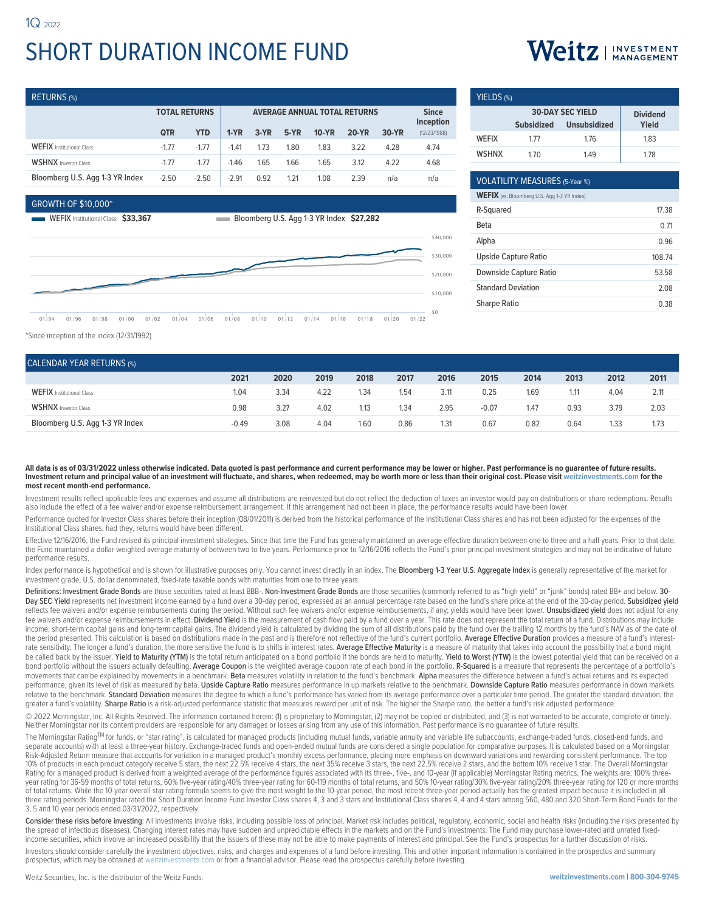1Q 2022

# SHORT DURATION INCOME FUND

Weitz | INVESTMENT MANAGEMENT

## RETURNS (%)

| | TOTAL RETURNS | | AVERAGE ANNUAL TOTAL RETURNS | | | | | | Since Inception |
|---|---|---|---|---|---|---|---|---|---|
| | QTR | YTD | 1-YR | 3-YR | 5-YR | 10-YR | 20-YR | 30-YR | (12/23/1988) |
| WEFIX Institutional Class | -1.77 | -1.77 | -1.41 | 1.73 | 1.80 | 1.83 | 3.22 | 4.28 | 4.74 |
| WSHNX Investor Class | -1.77 | -1.77 | -1.46 | 1.65 | 1.66 | 1.65 | 3.12 | 4.22 | 4.68 |
| Bloomberg U.S. Agg 1-3 YR Index | -2.50 | -2.50 | -2.91 | 0.92 | 1.21 | 1.08 | 2.39 | n/a | n/a |

## YIELDS (%)

| | 30-DAY SEC YIELD | | Dividend Yield |
|---|---|---|---|
| | Subsidized | Unsubsidized | |
| WEFIX | 1.77 | 1.76 | 1.83 |
| WSHNX | 1.70 | 1.49 | 1.78 |

## GROWTH OF $10,000*

WEFIX Institutional Class $33,367

Bloomberg U.S. Agg 1-3 YR Index $27,282

$40,000
$30,000
$20,000
$10,000
$0

01/94 01/96 01/98 01/00 01/02 01/04 01/06 01/08 01/10 01/12 01/14 01/16 01/18 01/20 01/22

*Since inception of the index (12/31/1992)

## VOLATILITY MEASURES (5-Year %)

| WEFIX (vs. Bloomberg U.S. Agg 1-3 YR Index) | |
|---|---|
| R-Squared | 17.38 |
| Beta | 0.71 |
| Alpha | 0.96 |
| Upside Capture Ratio | 108.74 |
| Downside Capture Ratio | 53.58 |
| Standard Deviation | 2.08 |
| Sharpe Ratio | 0.38 |

## CALENDAR YEAR RETURNS (%)

| | 2021 | 2020 | 2019 | 2018 | 2017 | 2016 | 2015 | 2014 | 2013 | 2012 | 2011 |
|---|---|---|---|---|---|---|---|---|---|---|---|
| WEFIX Institutional Class | 1.04 | 3.34 | 4.22 | 1.34 | 1.54 | 3.11 | 0.25 | 1.69 | 1.11 | 4.04 | 2.11 |
| WSHNX Investor Class | 0.98 | 3.27 | 4.02 | 1.13 | 1.34 | 2.95 | -0.07 | 1.47 | 0.93 | 3.79 | 2.03 |
| Bloomberg U.S. Agg 1-3 YR Index | -0.49 | 3.08 | 4.04 | 1.60 | 0.86 | 1.31 | 0.67 | 0.82 | 0.64 | 1.33 | 1.73 |

**All data is as of 03/31/2022 unless otherwise indicated. Data quoted is past performance and current performance may be lower or higher. Past performance is no guarantee of future results. Investment return and principal value of an investment will fluctuate, and shares, when redeemed, may be worth more or less than their original cost. Please visit weitzinvestments.com for the most recent month-end performance.**

Investment results reflect applicable fees and expenses and assume all distributions are reinvested but do not reflect the deduction of taxes an investor would pay on distributions or share redemptions. Results also include the effect of a fee waiver and/or expense reimbursement arrangement. If this arrangement had not been in place, the performance results would have been lower.

Performance quoted for Investor Class shares before their inception (08/01/2011) is derived from the historical performance of the Institutional Class shares and has not been adjusted for the expenses of the Institutional Class shares, had they, returns would have been different.

Effective 12/16/2016, the Fund revised its principal investment strategies. Since that time the Fund has generally maintained an average effective duration between one to three and a half years. Prior to that date, the Fund maintained a dollar-weighted average maturity of between two to five years. Performance prior to 12/16/2016 reflects the Fund's prior principal investment strategies and may not be indicative of future performance results.

Index performance is hypothetical and is shown for illustrative purposes only. You cannot invest directly in an index. The **Bloomberg 1-3 Year U.S. Aggregate Index** is generally representative of the market for investment grade, U.S. dollar denominated, fixed-rate taxable bonds with maturities from one to three years.

**Definitions: Investment Grade Bonds** are those securities rated at least BBB-. **Non-Investment Grade Bonds** are those securities (commonly referred to as "high yield" or "junk" bonds) rated BB+ and below. **30-Day SEC Yield** represents net investment income earned by a fund over a 30-day period, expressed as an annual percentage rate based on the fund's share price at the end of the 30-day period. **Subsidized yield** reflects fee waivers and/or expense reimbursements during the period. Without such fee waivers and/or expense reimbursements, if any; yields would have been lower. **Unsubsidized yield** does not adjust for any fee waivers and/or expense reimbursements in effect. **Dividend Yield** is the measurement of cash flow paid by a fund over a year. This rate does not represent the total return of a fund. Distributions may include income, short-term capital gains and long-term capital gains. The dividend yield is calculated by dividing the sum of all distributions paid by the fund over the trailing 12 months by the fund's NAV as of the date of the period presented. This calculation is based on distributions made in the past and is therefore not reflective of the fund's current portfolio. **Average Effective Duration** provides a measure of a fund's interest-rate sensitivity. The longer a fund's duration, the more sensitive the fund is to shifts in interest rates. **Average Effective Maturity** is a measure of maturity that takes into account the possibility that a bond might be called back by the issuer. **Yield to Maturity (YTM)** is the total return anticipated on a bond portfolio if the bonds are held to maturity. **Yield to Worst (YTW)** is the lowest potential yield that can be received on a bond portfolio without the issuers actually defaulting. **Average Coupon** is the weighted average coupon rate of each bond in the portfolio. **R-Squared** is a measure that represents the percentage of a portfolio's movements that can be explained by movements in a benchmark. **Beta** measures volatility in relation to the fund's benchmark. **Alpha** measures the difference between a fund's actual returns and its expected performance, given its level of risk as measured by beta. **Upside Capture Ratio** measures performance in up markets relative to the benchmark. **Downside Capture Ratio** measures performance in down markets relative to the benchmark. **Standard Deviation** measures the degree to which a fund's performance has varied from its average performance over a particular time period. The greater the standard deviation, the greater a fund's volatility. **Sharpe Ratio** is a risk-adjusted performance statistic that measures reward per unit of risk. The higher the Sharpe ratio, the better a fund's risk adjusted performance.

© 2022 Morningstar, Inc. All Rights Reserved. The information contained herein: (1) is proprietary to Morningstar; (2) may not be copied or distributed; and (3) is not warranted to be accurate, complete or timely. Neither Morningstar nor its content providers are responsible for any damages or losses arising from any use of this information. Past performance is no guarantee of future results.

The Morningstar Rating™ for funds, or "star rating", is calculated for managed products (including mutual funds, variable annuity and variable life subaccounts, exchange-traded funds, closed-end funds, and separate accounts) with at least a three-year history. Exchange-traded funds and open-ended mutual funds are considered a single population for comparative purposes. It is calculated based on a Morningstar Risk-Adjusted Return measure that accounts for variation in a managed product's monthly excess performance, placing more emphasis on downward variations and rewarding consistent performance. The top 10% of products in each product category receive 5 stars, the next 22.5% receive 4 stars, the next 35% receive 3 stars, the next 22.5% receive 2 stars, and the bottom 10% receive 1 star. The Overall Morningstar Rating for a managed product is derived from a weighted average of the performance figures associated with its three-, five-, and 10-year (if applicable) Morningstar Rating metrics. The weights are: 100% three-year rating for 36-59 months of total returns, 60% five-year rating/40% three-year rating for 60-119 months of total returns, and 50% 10-year rating/30% five-year rating/20% three-year rating for 120 or more months of total returns. While the 10-year overall star rating formula seems to give the most weight to the 10-year period, the most recent three-year period actually has the greatest impact because it is included in all three rating periods. Morningstar rated the Short Duration Income Fund Investor Class shares 4, 3 and 3 stars and Institutional Class shares 4, 4 and 4 stars among 560, 480 and 320 Short-Term Bond Funds for the 3, 5 and 10 year periods ended 03/31/2022, respectively.

**Consider these risks before investing**: All investments involve risks, including possible loss of principal. Market risk includes political, regulatory, economic, social and health risks (including the risks presented by the spread of infectious diseases). Changing interest rates may have sudden and unpredictable effects in the markets and on the Fund's investments. The Fund may purchase lower-rated and unrated fixed-income securities, which involve an increased possibility that the issuers of these may not be able to make payments of interest and principal. See the Fund's prospectus for a further discussion of risks.

Investors should consider carefully the investment objectives, risks, and charges and expenses of a fund before investing. This and other important information is contained in the prospectus and summary prospectus, which may be obtained at weitzinvestments.com or from a financial advisor. Please read the prospectus carefully before investing.

Weitz Securities, Inc. is the distributor of the Weitz Funds.

weitzinvestments.com | 800-304-9745